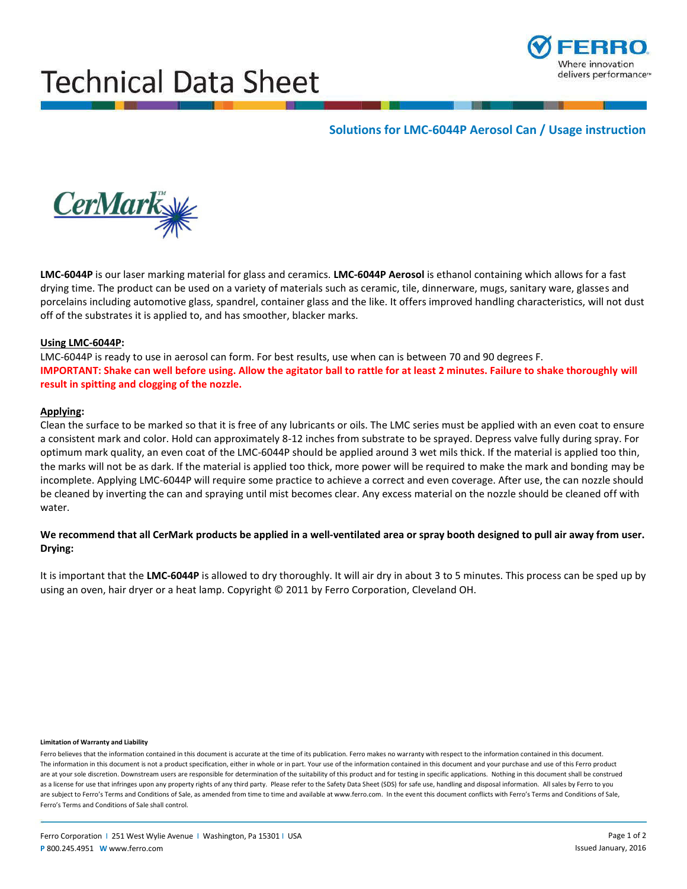# Technical Data Sheet

FERRO
Where innovation delivers performance™

## Solutions for LMC-6044P Aerosol Can / Usage instruction

CerMark™

**LMC-6044P** is our laser marking material for glass and ceramics. **LMC-6044P Aerosol** is ethanol containing which allows for a fast drying time. The product can be used on a variety of materials such as ceramic, tile, dinnerware, mugs, sanitary ware, glasses and porcelains including automotive glass, spandrel, container glass and the like. It offers improved handling characteristics, will not dust off of the substrates it is applied to, and has smoother, blacker marks.

### Using LMC-6044P:

LMC-6044P is ready to use in aerosol can form. For best results, use when can is between 70 and 90 degrees F.
**IMPORTANT: Shake can well before using. Allow the agitator ball to rattle for at least 2 minutes. Failure to shake thoroughly will result in spitting and clogging of the nozzle.**

### Applying:

Clean the surface to be marked so that it is free of any lubricants or oils. The LMC series must be applied with an even coat to ensure a consistent mark and color. Hold can approximately 8-12 inches from substrate to be sprayed. Depress valve fully during spray. For optimum mark quality, an even coat of the LMC-6044P should be applied around 3 wet mils thick. If the material is applied too thin, the marks will not be as dark. If the material is applied too thick, more power will be required to make the mark and bonding may be incomplete. Applying LMC-6044P will require some practice to achieve a correct and even coverage. After use, the can nozzle should be cleaned by inverting the can and spraying until mist becomes clear. Any excess material on the nozzle should be cleaned off with water.

**We recommend that all CerMark products be applied in a well-ventilated area or spray booth designed to pull air away from user.**

### Drying:

It is important that the **LMC-6044P** is allowed to dry thoroughly. It will air dry in about 3 to 5 minutes. This process can be sped up by using an oven, hair dryer or a heat lamp. Copyright © 2011 by Ferro Corporation, Cleveland OH.

**Limitation of Warranty and Liability**

Ferro believes that the information contained in this document is accurate at the time of its publication. Ferro makes no warranty with respect to the information contained in this document. The information in this document is not a product specification, either in whole or in part. Your use of the information contained in this document and your purchase and use of this Ferro product are at your sole discretion. Downstream users are responsible for determination of the suitability of this product and for testing in specific applications. Nothing in this document shall be construed as a license for use that infringes upon any property rights of any third party. Please refer to the Safety Data Sheet (SDS) for safe use, handling and disposal information. All sales by Ferro to you are subject to Ferro's Terms and Conditions of Sale, as amended from time to time and available at www.ferro.com. In the event this document conflicts with Ferro's Terms and Conditions of Sale, Ferro's Terms and Conditions of Sale shall control.

Ferro Corporation | 251 West Wylie Avenue | Washington, Pa 15301 | USA
P 800.245.4951 W www.ferro.com

Issued January, 2016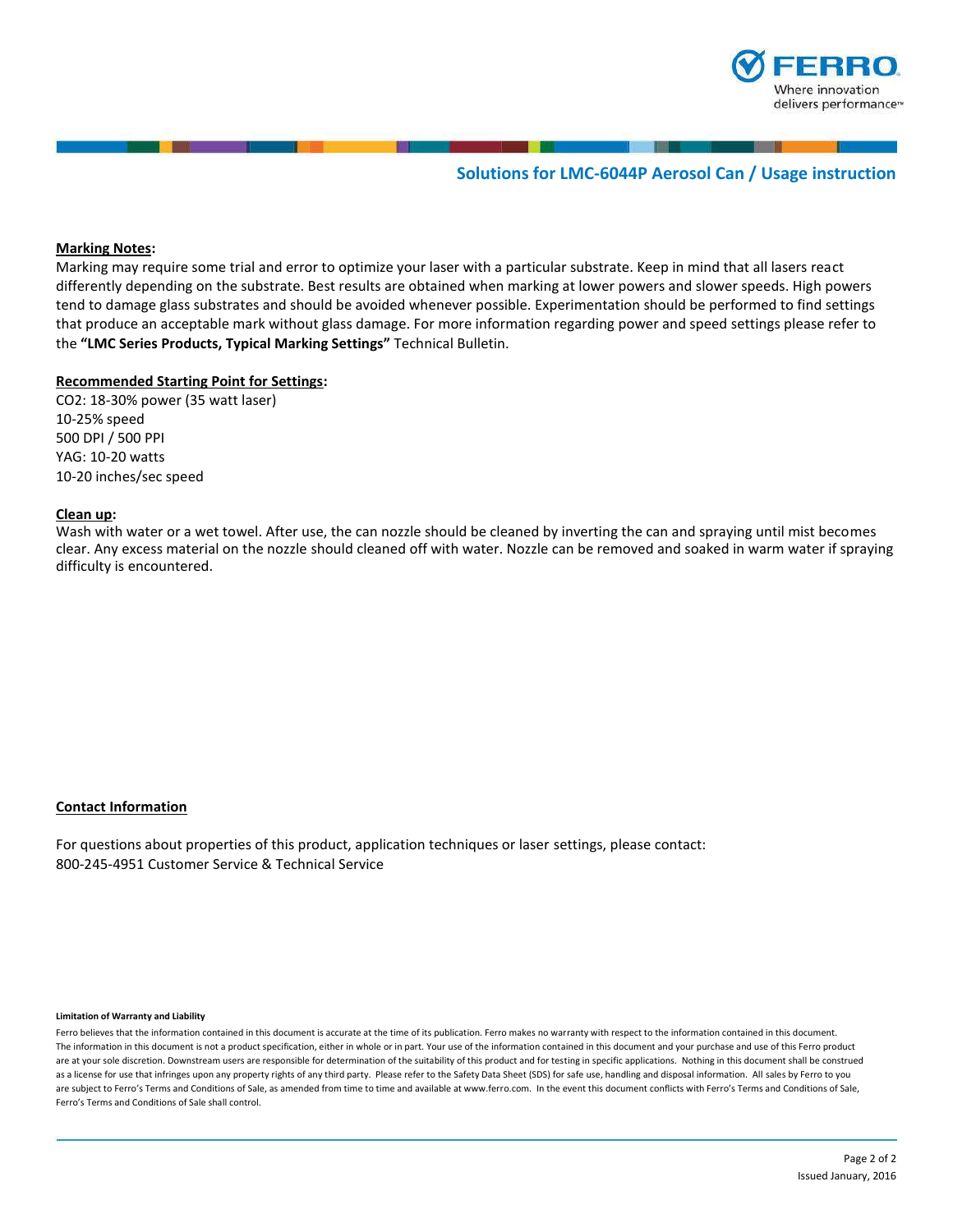## Solutions for LMC-6044P Aerosol Can / Usage instruction

**Marking Notes:**

Marking may require some trial and error to optimize your laser with a particular substrate. Keep in mind that all lasers react differently depending on the substrate. Best results are obtained when marking at lower powers and slower speeds. High powers tend to damage glass substrates and should be avoided whenever possible. Experimentation should be performed to find settings that produce an acceptable mark without glass damage. For more information regarding power and speed settings please refer to the **"LMC Series Products, Typical Marking Settings"** Technical Bulletin.

**Recommended Starting Point for Settings:**

$CO_2$: 18-30% power (35 watt laser)
10-25% speed
500 DPI / 500 PPI
YAG: 10-20 watts
10-20 inches/sec speed

**Clean up:**

Wash with water or a wet towel. After use, the can nozzle should be cleaned by inverting the can and spraying until mist becomes clear. Any excess material on the nozzle should cleaned off with water. Nozzle can be removed and soaked in warm water if spraying difficulty is encountered.

**Contact Information**

For questions about properties of this product, application techniques or laser settings, please contact:
800-245-4951 Customer Service & Technical Service

**Limitation of Warranty and Liability**

Ferro believes that the information contained in this document is accurate at the time of its publication. Ferro makes no warranty with respect to the information contained in this document. The information in this document is not a product specification, either in whole or in part. Your use of the information contained in this document and your purchase and use of this Ferro product are at your sole discretion. Downstream users are responsible for determination of the suitability of this product and for testing in specific applications. Nothing in this document shall be construed as a license for use that infringes upon any property rights of any third party. Please refer to the Safety Data Sheet (SDS) for safe use, handling and disposal information. All sales by Ferro to you are subject to Ferro's Terms and Conditions of Sale, as amended from time to time and available at www.ferro.com. In the event this document conflicts with Ferro's Terms and Conditions of Sale, Ferro's Terms and Conditions of Sale shall control.

Issued January, 2016